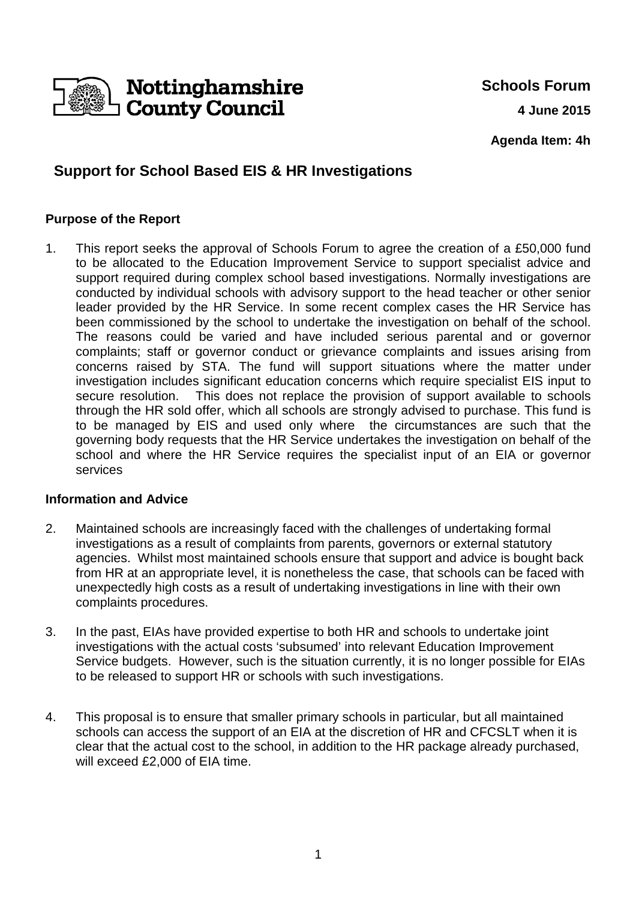Nottinghamshire County Council

**Schools Forum**

**4 June 2015**

**Agenda Item: 4h**

# Support for School Based EIS & HR Investigations

## Purpose of the Report

1. This report seeks the approval of Schools Forum to agree the creation of a £50,000 fund to be allocated to the Education Improvement Service to support specialist advice and support required during complex school based investigations. Normally investigations are conducted by individual schools with advisory support to the head teacher or other senior leader provided by the HR Service. In some recent complex cases the HR Service has been commissioned by the school to undertake the investigation on behalf of the school. The reasons could be varied and have included serious parental and or governor complaints; staff or governor conduct or grievance complaints and issues arising from concerns raised by STA. The fund will support situations where the matter under investigation includes significant education concerns which require specialist EIS input to secure resolution. This does not replace the provision of support available to schools through the HR sold offer, which all schools are strongly advised to purchase. This fund is to be managed by EIS and used only where the circumstances are such that the governing body requests that the HR Service undertakes the investigation on behalf of the school and where the HR Service requires the specialist input of an EIA or governor services

## Information and Advice

2. Maintained schools are increasingly faced with the challenges of undertaking formal investigations as a result of complaints from parents, governors or external statutory agencies. Whilst most maintained schools ensure that support and advice is bought back from HR at an appropriate level, it is nonetheless the case, that schools can be faced with unexpectedly high costs as a result of undertaking investigations in line with their own complaints procedures.

3. In the past, EIAs have provided expertise to both HR and schools to undertake joint investigations with the actual costs 'subsumed' into relevant Education Improvement Service budgets. However, such is the situation currently, it is no longer possible for EIAs to be released to support HR or schools with such investigations.

4. This proposal is to ensure that smaller primary schools in particular, but all maintained schools can access the support of an EIA at the discretion of HR and CFCSLT when it is clear that the actual cost to the school, in addition to the HR package already purchased, will exceed £2,000 of EIA time.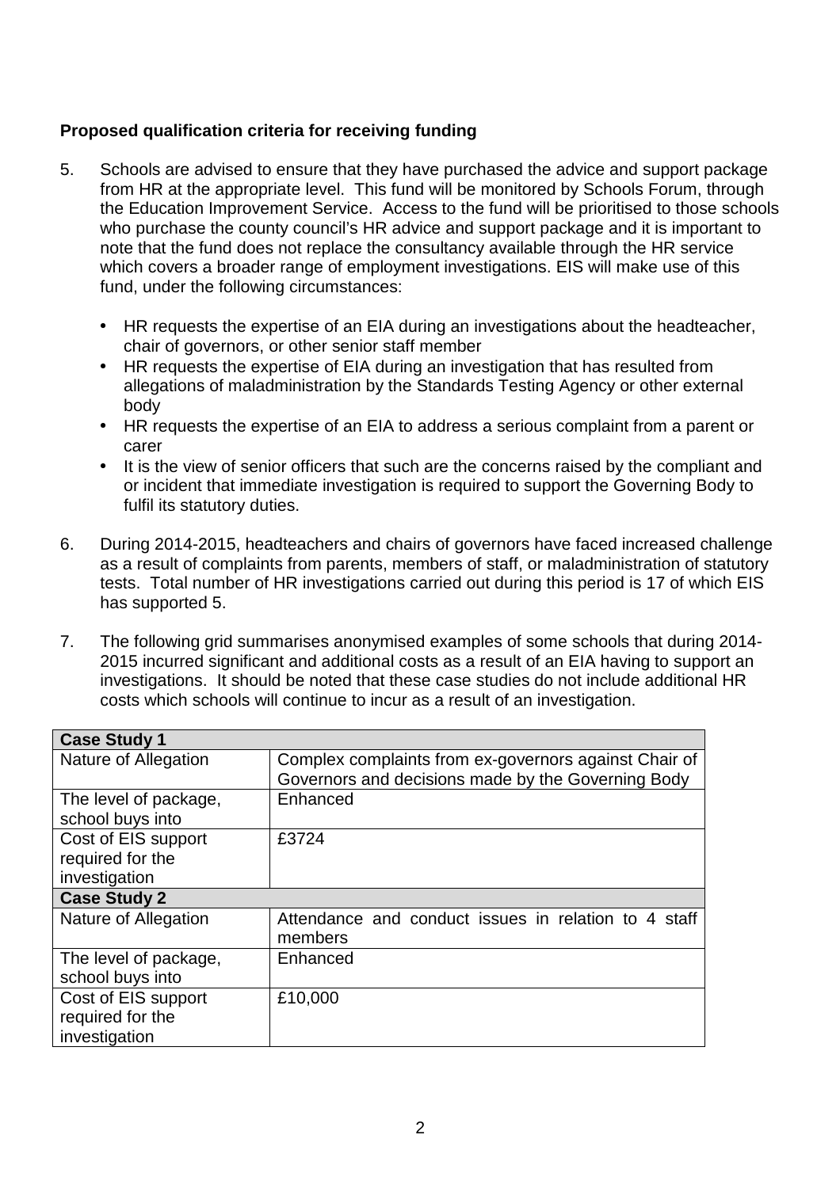**Proposed qualification criteria for receiving funding**

5. Schools are advised to ensure that they have purchased the advice and support package from HR at the appropriate level. This fund will be monitored by Schools Forum, through the Education Improvement Service. Access to the fund will be prioritised to those schools who purchase the county council's HR advice and support package and it is important to note that the fund does not replace the consultancy available through the HR service which covers a broader range of employment investigations. EIS will make use of this fund, under the following circumstances:

   - HR requests the expertise of an EIA during an investigations about the headteacher, chair of governors, or other senior staff member
   - HR requests the expertise of EIA during an investigation that has resulted from allegations of maladministration by the Standards Testing Agency or other external body
   - HR requests the expertise of an EIA to address a serious complaint from a parent or carer
   - It is the view of senior officers that such are the concerns raised by the compliant and or incident that immediate investigation is required to support the Governing Body to fulfil its statutory duties.

6. During 2014-2015, headteachers and chairs of governors have faced increased challenge as a result of complaints from parents, members of staff, or maladministration of statutory tests. Total number of HR investigations carried out during this period is 17 of which EIS has supported 5.

7. The following grid summarises anonymised examples of some schools that during 2014-2015 incurred significant and additional costs as a result of an EIA having to support an investigations. It should be noted that these case studies do not include additional HR costs which schools will continue to incur as a result of an investigation.

| **Case Study 1** | |
|---|---|
| Nature of Allegation | Complex complaints from ex-governors against Chair of Governors and decisions made by the Governing Body |
| The level of package, school buys into | Enhanced |
| Cost of EIS support required for the investigation | £3724 |
| **Case Study 2** | |
| Nature of Allegation | Attendance and conduct issues in relation to 4 staff members |
| The level of package, school buys into | Enhanced |
| Cost of EIS support required for the investigation | £10,000 |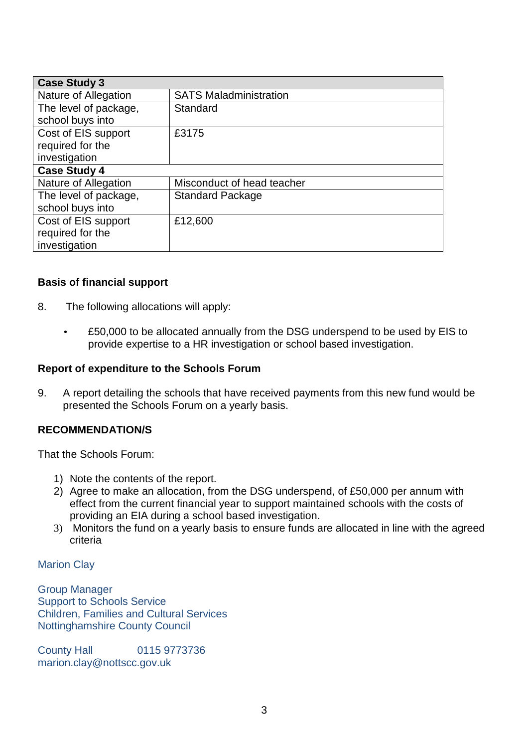| Case Study 3 | |
|---|---|
| Nature of Allegation | SATS Maladministration |
| The level of package, school buys into | Standard |
| Cost of EIS support required for the investigation | £3175 |
| **Case Study 4** | |
| Nature of Allegation | Misconduct of head teacher |
| The level of package, school buys into | Standard Package |
| Cost of EIS support required for the investigation | £12,600 |

**Basis of financial support**

8. The following allocations will apply:

   - £50,000 to be allocated annually from the DSG underspend to be used by EIS to provide expertise to a HR investigation or school based investigation.

**Report of expenditure to the Schools Forum**

9. A report detailing the schools that have received payments from this new fund would be presented the Schools Forum on a yearly basis.

**RECOMMENDATION/S**

That the Schools Forum:

1) Note the contents of the report.
2) Agree to make an allocation, from the DSG underspend, of £50,000 per annum with effect from the current financial year to support maintained schools with the costs of providing an EIA during a school based investigation.
3) Monitors the fund on a yearly basis to ensure funds are allocated in line with the agreed criteria

Marion Clay

Group Manager
Support to Schools Service
Children, Families and Cultural Services
Nottinghamshire County Council

County Hall 0115 9773736
marion.clay@nottscc.gov.uk